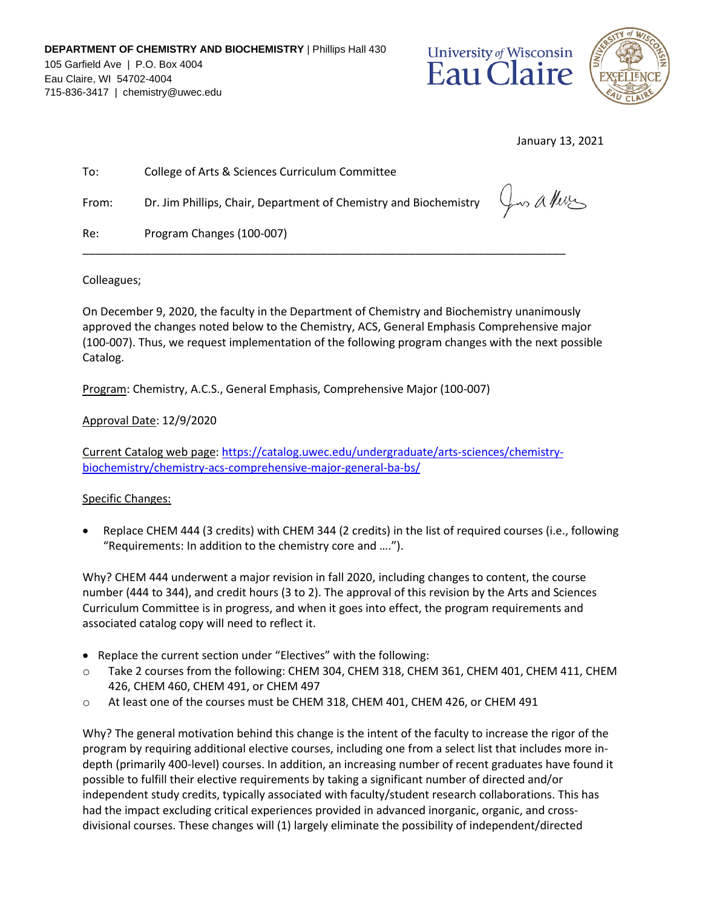**DEPARTMENT OF CHEMISTRY AND BIOCHEMISTRY** | Phillips Hall 430
105 Garfield Ave | P.O. Box 4004
Eau Claire, WI 54702-4004
715-836-3417 | chemistry@uwec.edu

University of Wisconsin Eau Claire

January 13, 2021

To: College of Arts & Sciences Curriculum Committee

From: Dr. Jim Phillips, Chair, Department of Chemistry and Biochemistry

Re: Program Changes (100-007)

---

Colleagues;

On December 9, 2020, the faculty in the Department of Chemistry and Biochemistry unanimously approved the changes noted below to the Chemistry, ACS, General Emphasis Comprehensive major (100-007). Thus, we request implementation of the following program changes with the next possible Catalog.

Program: Chemistry, A.C.S., General Emphasis, Comprehensive Major (100-007)

Approval Date: 12/9/2020

Current Catalog web page: https://catalog.uwec.edu/undergraduate/arts-sciences/chemistry-biochemistry/chemistry-acs-comprehensive-major-general-ba-bs/

Specific Changes:

- Replace CHEM 444 (3 credits) with CHEM 344 (2 credits) in the list of required courses (i.e., following "Requirements: In addition to the chemistry core and ….").

Why? CHEM 444 underwent a major revision in fall 2020, including changes to content, the course number (444 to 344), and credit hours (3 to 2). The approval of this revision by the Arts and Sciences Curriculum Committee is in progress, and when it goes into effect, the program requirements and associated catalog copy will need to reflect it.

- Replace the current section under "Electives" with the following:
  - Take 2 courses from the following: CHEM 304, CHEM 318, CHEM 361, CHEM 401, CHEM 411, CHEM 426, CHEM 460, CHEM 491, or CHEM 497
  - At least one of the courses must be CHEM 318, CHEM 401, CHEM 426, or CHEM 491

Why? The general motivation behind this change is the intent of the faculty to increase the rigor of the program by requiring additional elective courses, including one from a select list that includes more in-depth (primarily 400-level) courses. In addition, an increasing number of recent graduates have found it possible to fulfill their elective requirements by taking a significant number of directed and/or independent study credits, typically associated with faculty/student research collaborations. This has had the impact excluding critical experiences provided in advanced inorganic, organic, and cross-divisional courses. These changes will (1) largely eliminate the possibility of independent/directed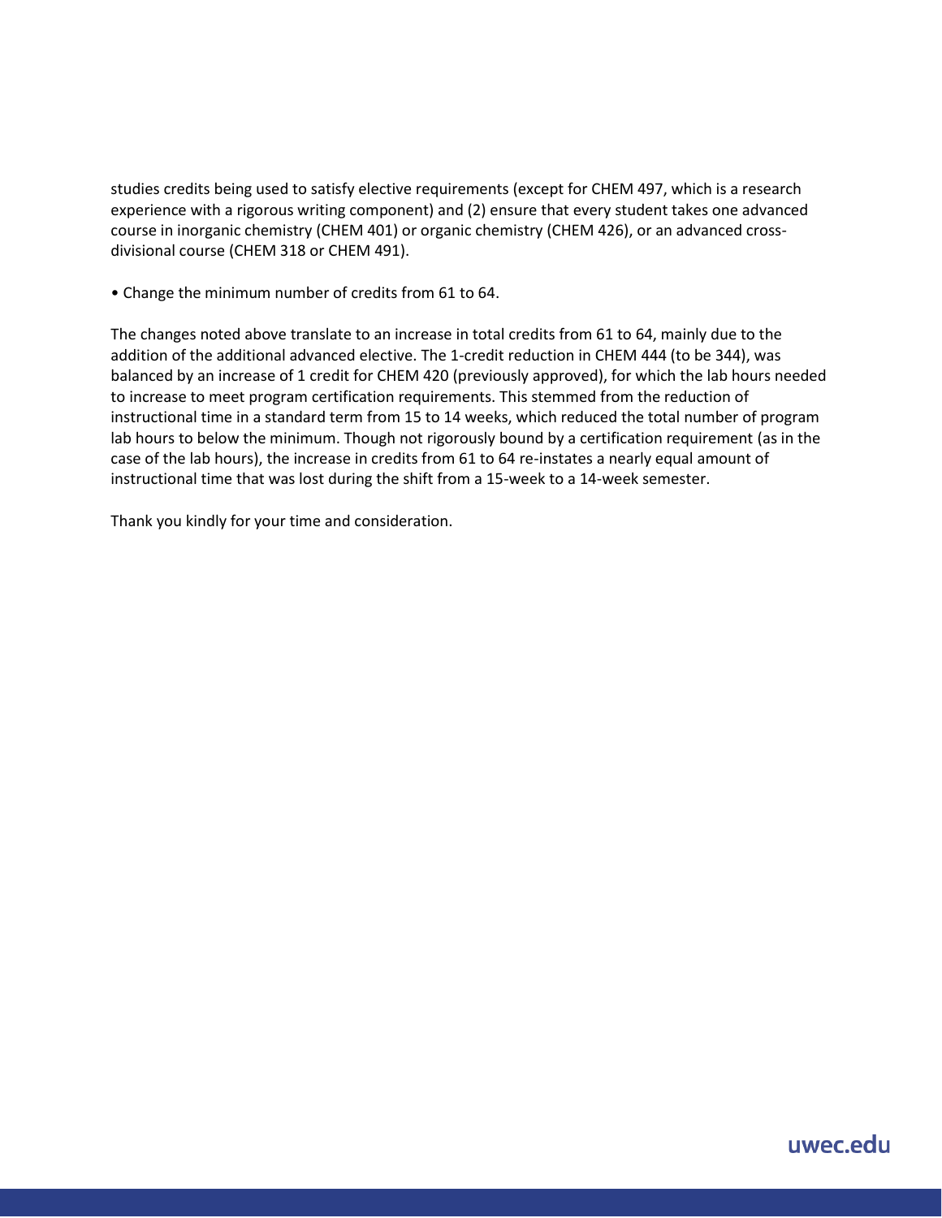studies credits being used to satisfy elective requirements (except for CHEM 497, which is a research experience with a rigorous writing component) and (2) ensure that every student takes one advanced course in inorganic chemistry (CHEM 401) or organic chemistry (CHEM 426), or an advanced cross-divisional course (CHEM 318 or CHEM 491).

- Change the minimum number of credits from 61 to 64.

The changes noted above translate to an increase in total credits from 61 to 64, mainly due to the addition of the additional advanced elective. The 1-credit reduction in CHEM 444 (to be 344), was balanced by an increase of 1 credit for CHEM 420 (previously approved), for which the lab hours needed to increase to meet program certification requirements. This stemmed from the reduction of instructional time in a standard term from 15 to 14 weeks, which reduced the total number of program lab hours to below the minimum. Though not rigorously bound by a certification requirement (as in the case of the lab hours), the increase in credits from 61 to 64 re-instates a nearly equal amount of instructional time that was lost during the shift from a 15-week to a 14-week semester.

Thank you kindly for your time and consideration.